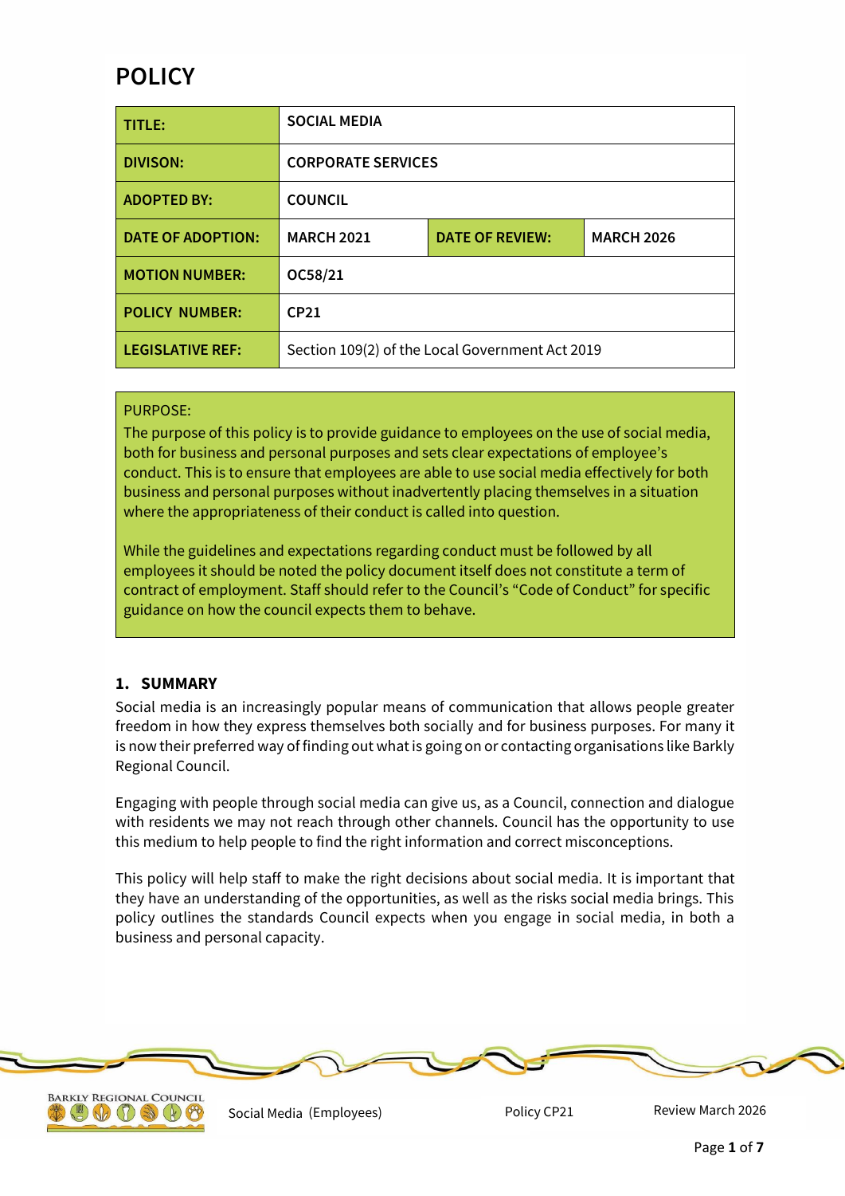# POLICY

| TITLE: | SOCIAL MEDIA | | |
|---|---|---|---|
| DIVISON: | CORPORATE SERVICES | | |
| ADOPTED BY: | COUNCIL | | |
| DATE OF ADOPTION: | MARCH 2021 | DATE OF REVIEW: | MARCH 2026 |
| MOTION NUMBER: | OC58/21 | | |
| POLICY NUMBER: | CP21 | | |
| LEGISLATIVE REF: | Section 109(2) of the Local Government Act 2019 | | |

PURPOSE:
The purpose of this policy is to provide guidance to employees on the use of social media, both for business and personal purposes and sets clear expectations of employee's conduct. This is to ensure that employees are able to use social media effectively for both business and personal purposes without inadvertently placing themselves in a situation where the appropriateness of their conduct is called into question.

While the guidelines and expectations regarding conduct must be followed by all employees it should be noted the policy document itself does not constitute a term of contract of employment. Staff should refer to the Council's "Code of Conduct" for specific guidance on how the council expects them to behave.

## 1. SUMMARY

Social media is an increasingly popular means of communication that allows people greater freedom in how they express themselves both socially and for business purposes. For many it is now their preferred way of finding out what is going on or contacting organisations like Barkly Regional Council.

Engaging with people through social media can give us, as a Council, connection and dialogue with residents we may not reach through other channels. Council has the opportunity to use this medium to help people to find the right information and correct misconceptions.

This policy will help staff to make the right decisions about social media. It is important that they have an understanding of the opportunities, as well as the risks social media brings. This policy outlines the standards Council expects when you engage in social media, in both a business and personal capacity.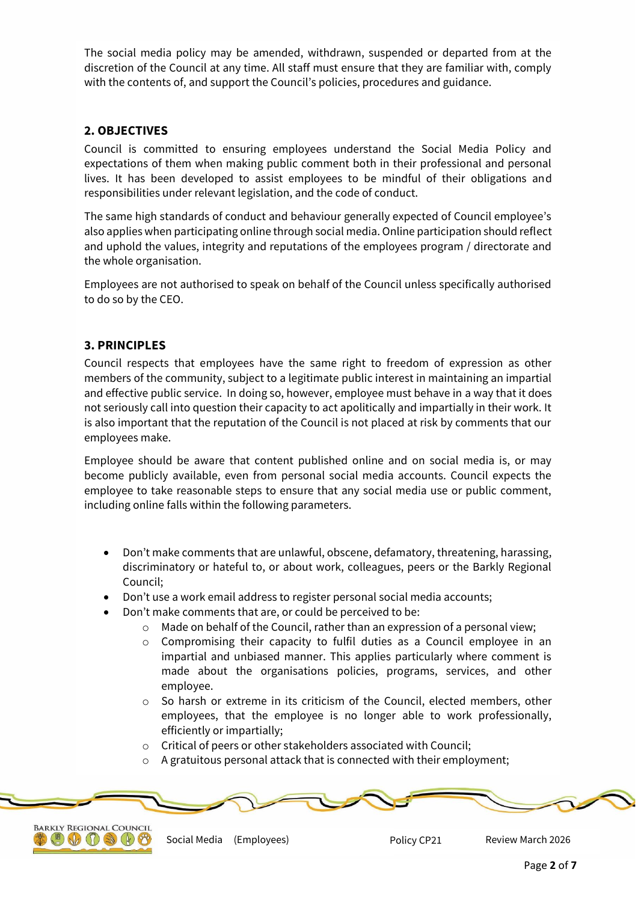The social media policy may be amended, withdrawn, suspended or departed from at the discretion of the Council at any time. All staff must ensure that they are familiar with, comply with the contents of, and support the Council's policies, procedures and guidance.

## 2. OBJECTIVES

Council is committed to ensuring employees understand the Social Media Policy and expectations of them when making public comment both in their professional and personal lives. It has been developed to assist employees to be mindful of their obligations and responsibilities under relevant legislation, and the code of conduct.

The same high standards of conduct and behaviour generally expected of Council employee's also applies when participating online through social media. Online participation should reflect and uphold the values, integrity and reputations of the employees program / directorate and the whole organisation.

Employees are not authorised to speak on behalf of the Council unless specifically authorised to do so by the CEO.

## 3. PRINCIPLES

Council respects that employees have the same right to freedom of expression as other members of the community, subject to a legitimate public interest in maintaining an impartial and effective public service. In doing so, however, employee must behave in a way that it does not seriously call into question their capacity to act apolitically and impartially in their work. It is also important that the reputation of the Council is not placed at risk by comments that our employees make.

Employee should be aware that content published online and on social media is, or may become publicly available, even from personal social media accounts. Council expects the employee to take reasonable steps to ensure that any social media use or public comment, including online falls within the following parameters.

- Don't make comments that are unlawful, obscene, defamatory, threatening, harassing, discriminatory or hateful to, or about work, colleagues, peers or the Barkly Regional Council;
- Don't use a work email address to register personal social media accounts;
- Don't make comments that are, or could be perceived to be:
    - Made on behalf of the Council, rather than an expression of a personal view;
    - Compromising their capacity to fulfil duties as a Council employee in an impartial and unbiased manner. This applies particularly where comment is made about the organisations policies, programs, services, and other employee.
    - So harsh or extreme in its criticism of the Council, elected members, other employees, that the employee is no longer able to work professionally, efficiently or impartially;
    - Critical of peers or other stakeholders associated with Council;
    - A gratuitous personal attack that is connected with their employment;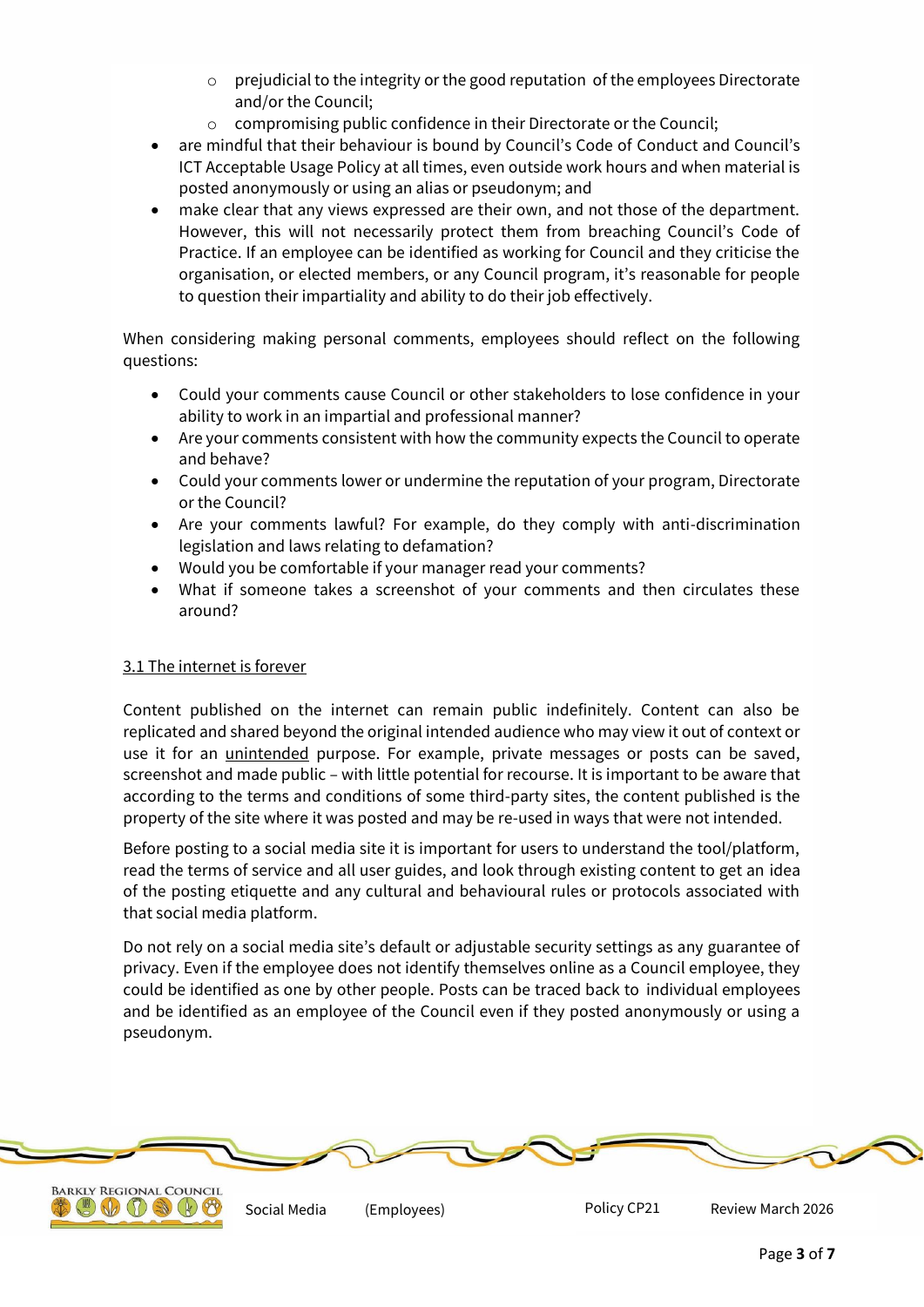- prejudicial to the integrity or the good reputation of the employees Directorate and/or the Council;
    - compromising public confidence in their Directorate or the Council;
- are mindful that their behaviour is bound by Council's Code of Conduct and Council's ICT Acceptable Usage Policy at all times, even outside work hours and when material is posted anonymously or using an alias or pseudonym; and
- make clear that any views expressed are their own, and not those of the department. However, this will not necessarily protect them from breaching Council's Code of Practice. If an employee can be identified as working for Council and they criticise the organisation, or elected members, or any Council program, it's reasonable for people to question their impartiality and ability to do their job effectively.

When considering making personal comments, employees should reflect on the following questions:

- Could your comments cause Council or other stakeholders to lose confidence in your ability to work in an impartial and professional manner?
- Are your comments consistent with how the community expects the Council to operate and behave?
- Could your comments lower or undermine the reputation of your program, Directorate or the Council?
- Are your comments lawful? For example, do they comply with anti-discrimination legislation and laws relating to defamation?
- Would you be comfortable if your manager read your comments?
- What if someone takes a screenshot of your comments and then circulates these around?

### 3.1 The internet is forever

Content published on the internet can remain public indefinitely. Content can also be replicated and shared beyond the original intended audience who may view it out of context or use it for an unintended purpose. For example, private messages or posts can be saved, screenshot and made public – with little potential for recourse. It is important to be aware that according to the terms and conditions of some third-party sites, the content published is the property of the site where it was posted and may be re-used in ways that were not intended.

Before posting to a social media site it is important for users to understand the tool/platform, read the terms of service and all user guides, and look through existing content to get an idea of the posting etiquette and any cultural and behavioural rules or protocols associated with that social media platform.

Do not rely on a social media site's default or adjustable security settings as any guarantee of privacy. Even if the employee does not identify themselves online as a Council employee, they could be identified as one by other people. Posts can be traced back to individual employees and be identified as an employee of the Council even if they posted anonymously or using a pseudonym.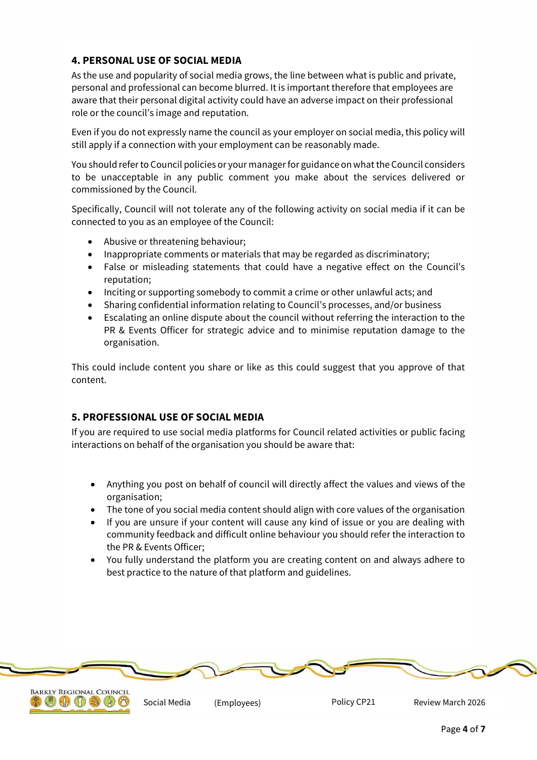## 4. PERSONAL USE OF SOCIAL MEDIA

As the use and popularity of social media grows, the line between what is public and private, personal and professional can become blurred. It is important therefore that employees are aware that their personal digital activity could have an adverse impact on their professional role or the council's image and reputation.

Even if you do not expressly name the council as your employer on social media, this policy will still apply if a connection with your employment can be reasonably made.

You should refer to Council policies or your manager for guidance on what the Council considers to be unacceptable in any public comment you make about the services delivered or commissioned by the Council.

Specifically, Council will not tolerate any of the following activity on social media if it can be connected to you as an employee of the Council:

- Abusive or threatening behaviour;
- Inappropriate comments or materials that may be regarded as discriminatory;
- False or misleading statements that could have a negative effect on the Council's reputation;
- Inciting or supporting somebody to commit a crime or other unlawful acts; and
- Sharing confidential information relating to Council's processes, and/or business
- Escalating an online dispute about the council without referring the interaction to the PR & Events Officer for strategic advice and to minimise reputation damage to the organisation.

This could include content you share or like as this could suggest that you approve of that content.

## 5. PROFESSIONAL USE OF SOCIAL MEDIA

If you are required to use social media platforms for Council related activities or public facing interactions on behalf of the organisation you should be aware that:

- Anything you post on behalf of council will directly affect the values and views of the organisation;
- The tone of you social media content should align with core values of the organisation
- If you are unsure if your content will cause any kind of issue or you are dealing with community feedback and difficult online behaviour you should refer the interaction to the PR & Events Officer;
- You fully understand the platform you are creating content on and always adhere to best practice to the nature of that platform and guidelines.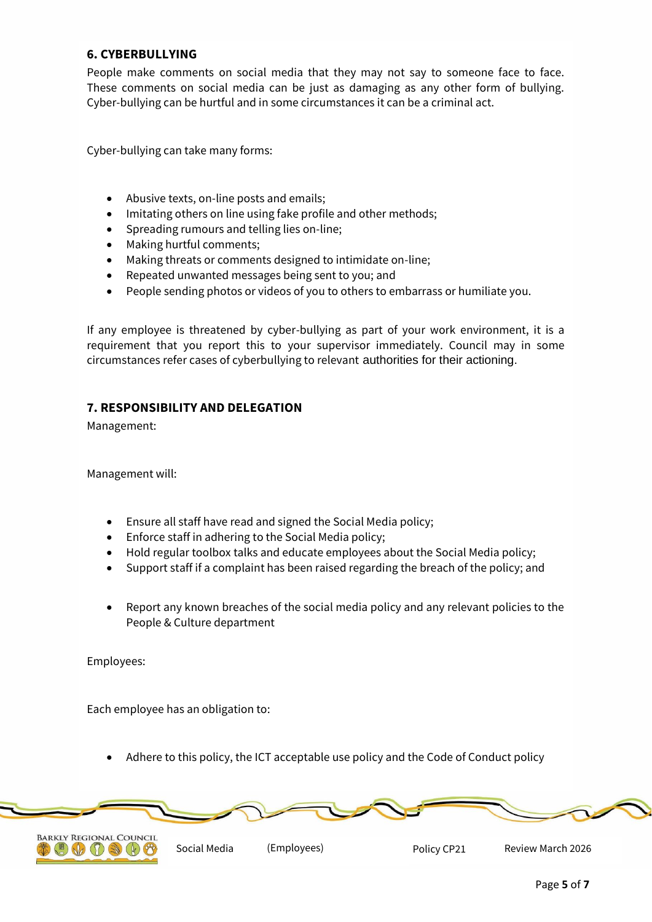## 6. CYBERBULLYING

People make comments on social media that they may not say to someone face to face. These comments on social media can be just as damaging as any other form of bullying. Cyber-bullying can be hurtful and in some circumstances it can be a criminal act.

Cyber-bullying can take many forms:

- Abusive texts, on-line posts and emails;
- Imitating others on line using fake profile and other methods;
- Spreading rumours and telling lies on-line;
- Making hurtful comments;
- Making threats or comments designed to intimidate on-line;
- Repeated unwanted messages being sent to you; and
- People sending photos or videos of you to others to embarrass or humiliate you.

If any employee is threatened by cyber-bullying as part of your work environment, it is a requirement that you report this to your supervisor immediately. Council may in some circumstances refer cases of cyberbullying to relevant authorities for their actioning.

## 7. RESPONSIBILITY AND DELEGATION

Management:

Management will:

- Ensure all staff have read and signed the Social Media policy;
- Enforce staff in adhering to the Social Media policy;
- Hold regular toolbox talks and educate employees about the Social Media policy;
- Support staff if a complaint has been raised regarding the breach of the policy; and
- Report any known breaches of the social media policy and any relevant policies to the People & Culture department

Employees:

Each employee has an obligation to:

- Adhere to this policy, the ICT acceptable use policy and the Code of Conduct policy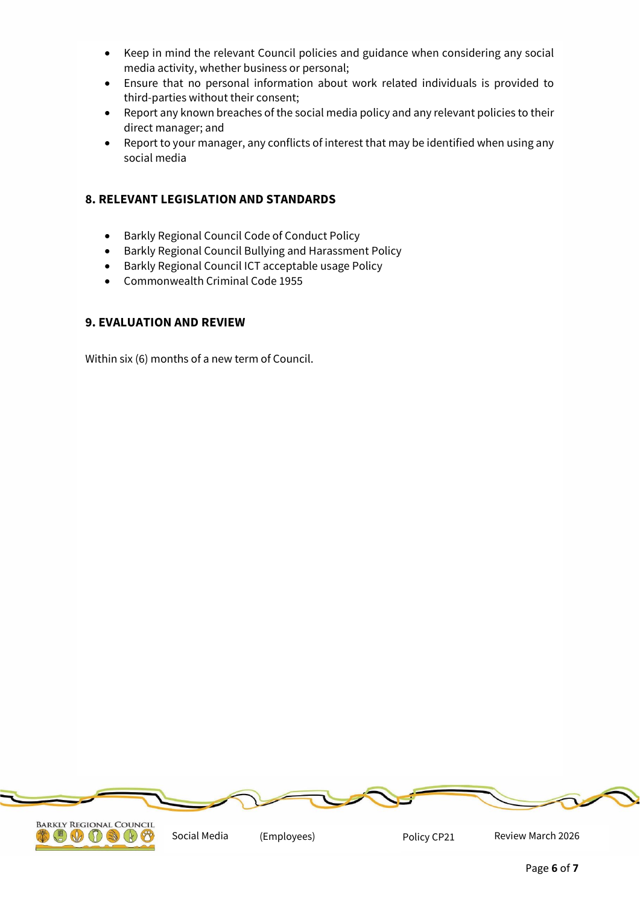- Keep in mind the relevant Council policies and guidance when considering any social media activity, whether business or personal;
- Ensure that no personal information about work related individuals is provided to third-parties without their consent;
- Report any known breaches of the social media policy and any relevant policies to their direct manager; and
- Report to your manager, any conflicts of interest that may be identified when using any social media

## 8. RELEVANT LEGISLATION AND STANDARDS

- Barkly Regional Council Code of Conduct Policy
- Barkly Regional Council Bullying and Harassment Policy
- Barkly Regional Council ICT acceptable usage Policy
- Commonwealth Criminal Code 1955

## 9. EVALUATION AND REVIEW

Within six (6) months of a new term of Council.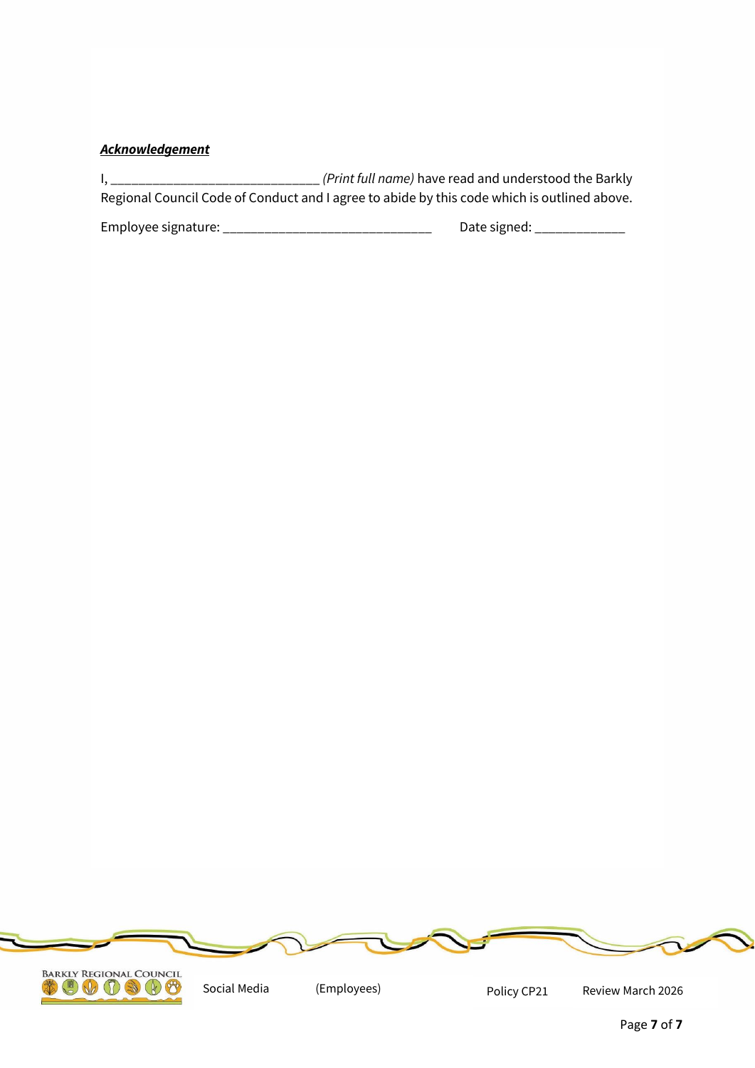***Acknowledgement***

I, ______________________________ *(Print full name)* have read and understood the Barkly Regional Council Code of Conduct and I agree to abide by this code which is outlined above.

Employee signature: ______________________________ Date signed: _____________